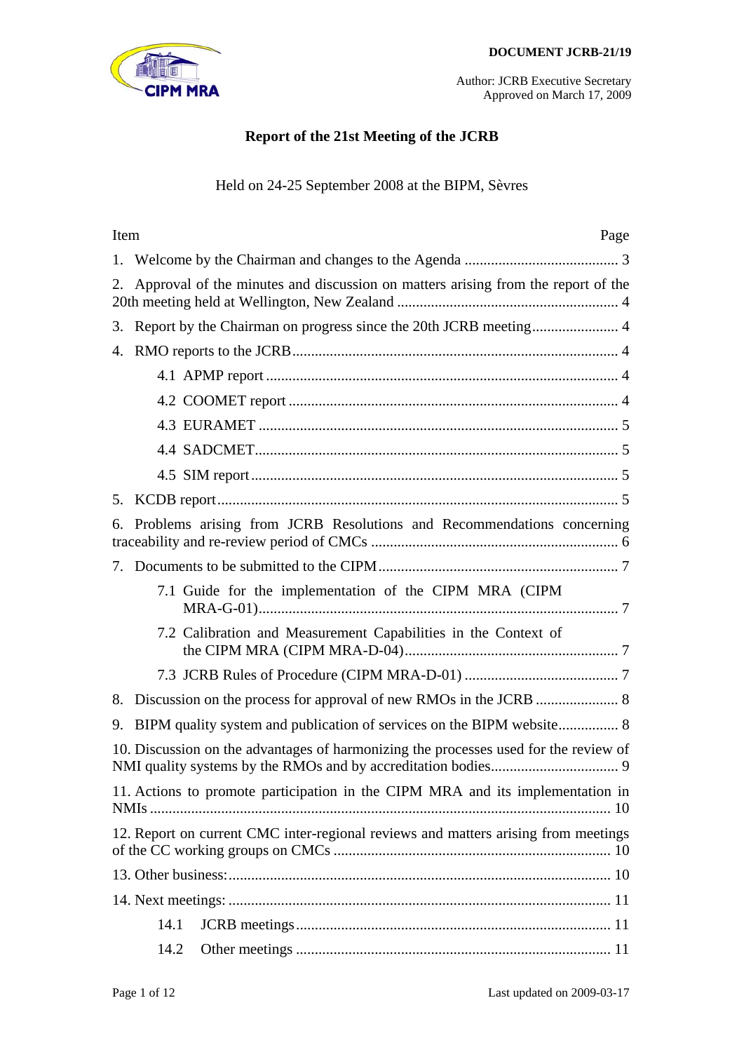**DOCUMENT JCRB-21/19**

Author: JCRB Executive Secretary
Approved on March 17, 2009

# Report of the 21st Meeting of the JCRB

Held on 24-25 September 2008 at the BIPM, Sèvres

| Item | Page |
|---|---|
| 1. Welcome by the Chairman and changes to the Agenda | 3 |
| 2. Approval of the minutes and discussion on matters arising from the report of the 20th meeting held at Wellington, New Zealand | 4 |
| 3. Report by the Chairman on progress since the 20th JCRB meeting | 4 |
| 4. RMO reports to the JCRB | 4 |
| 4.1 APMP report | 4 |
| 4.2 COOMET report | 4 |
| 4.3 EURAMET | 5 |
| 4.4 SADCMET | 5 |
| 4.5 SIM report | 5 |
| 5. KCDB report | 5 |
| 6. Problems arising from JCRB Resolutions and Recommendations concerning traceability and re-review period of CMCs | 6 |
| 7. Documents to be submitted to the CIPM | 7 |
| 7.1 Guide for the implementation of the CIPM MRA (CIPM MRA-G-01) | 7 |
| 7.2 Calibration and Measurement Capabilities in the Context of the CIPM MRA (CIPM MRA-D-04) | 7 |
| 7.3 JCRB Rules of Procedure (CIPM MRA-D-01) | 7 |
| 8. Discussion on the process for approval of new RMOs in the JCRB | 8 |
| 9. BIPM quality system and publication of services on the BIPM website | 8 |
| 10. Discussion on the advantages of harmonizing the processes used for the review of NMI quality systems by the RMOs and by accreditation bodies | 9 |
| 11. Actions to promote participation in the CIPM MRA and its implementation in NMIs | 10 |
| 12. Report on current CMC inter-regional reviews and matters arising from meetings of the CC working groups on CMCs | 10 |
| 13. Other business: | 10 |
| 14. Next meetings: | 11 |
| 14.1 JCRB meetings | 11 |
| 14.2 Other meetings | 11 |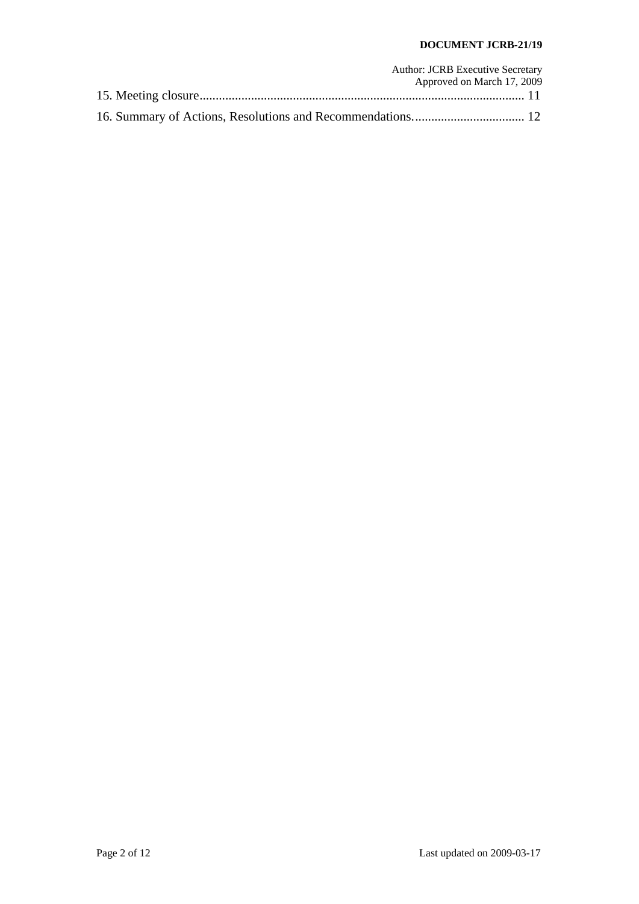15. Meeting closure...................................................................................................... 11

16. Summary of Actions, Resolutions and Recommendations................................... 12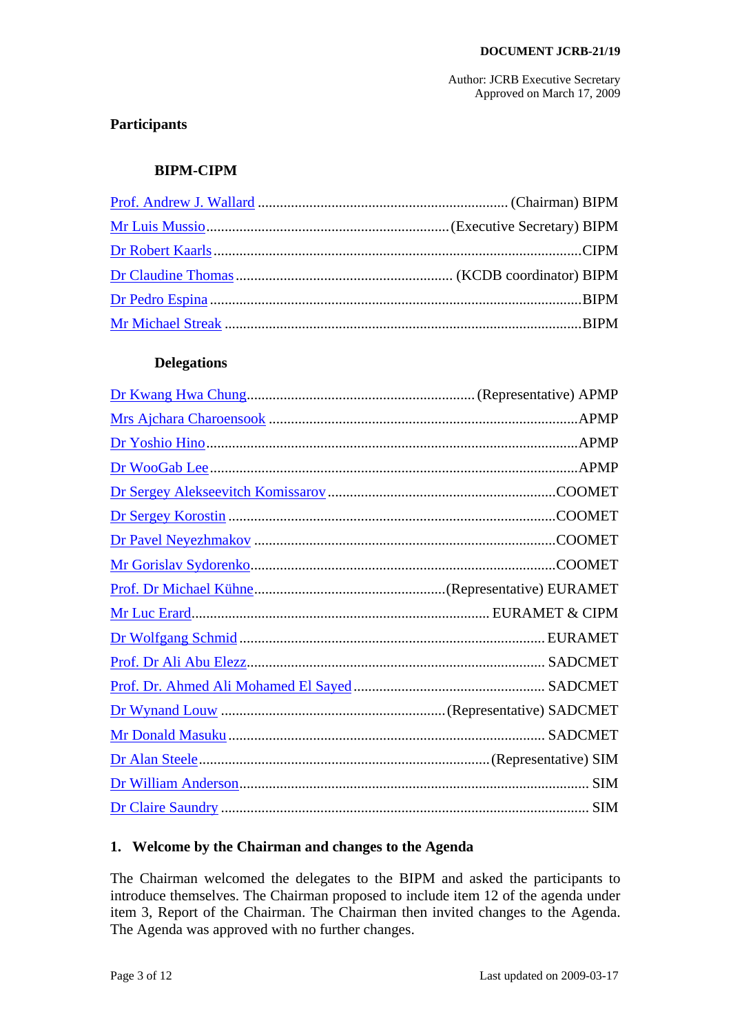**DOCUMENT JCRB-21/19**

Author: JCRB Executive Secretary
Approved on March 17, 2009

## Participants

### BIPM-CIPM

| Name | Affiliation |
|---|---|
| Prof. Andrew J. Wallard | (Chairman) BIPM |
| Mr Luis Mussio | (Executive Secretary) BIPM |
| Dr Robert Kaarls | CIPM |
| Dr Claudine Thomas | (KCDB coordinator) BIPM |
| Dr Pedro Espina | BIPM |
| Mr Michael Streak | BIPM |

### Delegations

| Name | Affiliation |
|---|---|
| Dr Kwang Hwa Chung | (Representative) APMP |
| Mrs Ajchara Charoensook | APMP |
| Dr Yoshio Hino | APMP |
| Dr WooGab Lee | APMP |
| Dr Sergey Alekseevitch Komissarov | COOMET |
| Dr Sergey Korostin | COOMET |
| Dr Pavel Neyezhmakov | COOMET |
| Mr Gorislav Sydorenko | COOMET |
| Prof. Dr Michael Kühne | (Representative) EURAMET |
| Mr Luc Erard | EURAMET & CIPM |
| Dr Wolfgang Schmid | EURAMET |
| Prof. Dr Ali Abu Elezz | SADCMET |
| Prof. Dr. Ahmed Ali Mohamed El Sayed | SADCMET |
| Dr Wynand Louw | (Representative) SADCMET |
| Mr Donald Masuku | SADCMET |
| Dr Alan Steele | (Representative) SIM |
| Dr William Anderson | SIM |
| Dr Claire Saundry | SIM |

## 1. Welcome by the Chairman and changes to the Agenda

The Chairman welcomed the delegates to the BIPM and asked the participants to introduce themselves. The Chairman proposed to include item 12 of the agenda under item 3, Report of the Chairman. The Chairman then invited changes to the Agenda. The Agenda was approved with no further changes.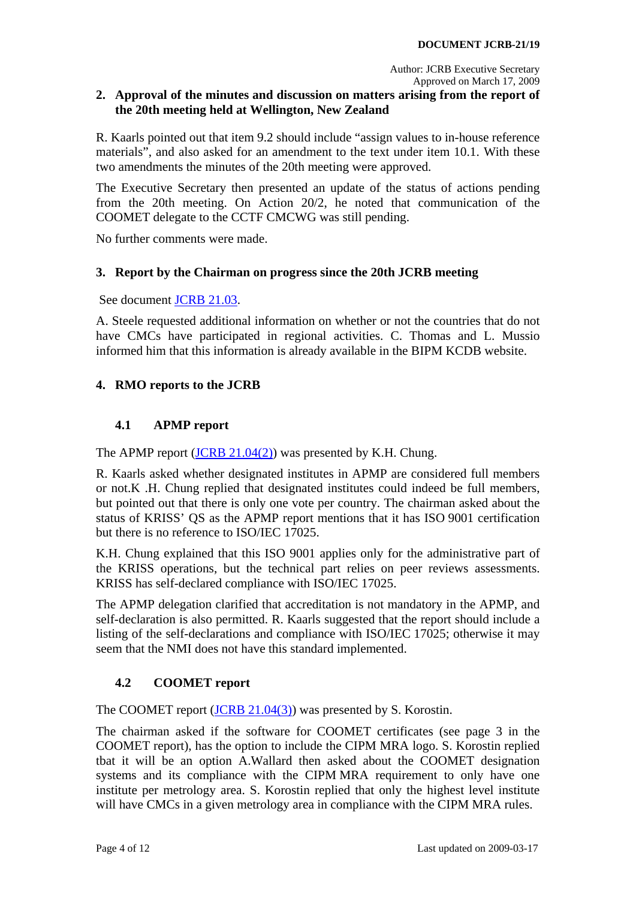## 2. Approval of the minutes and discussion on matters arising from the report of the 20th meeting held at Wellington, New Zealand

R. Kaarls pointed out that item 9.2 should include "assign values to in-house reference materials", and also asked for an amendment to the text under item 10.1. With these two amendments the minutes of the 20th meeting were approved.

The Executive Secretary then presented an update of the status of actions pending from the 20th meeting. On Action 20/2, he noted that communication of the COOMET delegate to the CCTF CMCWG was still pending.

No further comments were made.

## 3. Report by the Chairman on progress since the 20th JCRB meeting

See document JCRB 21.03.

A. Steele requested additional information on whether or not the countries that do not have CMCs have participated in regional activities. C. Thomas and L. Mussio informed him that this information is already available in the BIPM KCDB website.

## 4. RMO reports to the JCRB

### 4.1 APMP report

The APMP report (JCRB 21.04(2)) was presented by K.H. Chung.

R. Kaarls asked whether designated institutes in APMP are considered full members or not.K .H. Chung replied that designated institutes could indeed be full members, but pointed out that there is only one vote per country. The chairman asked about the status of KRISS' QS as the APMP report mentions that it has ISO 9001 certification but there is no reference to ISO/IEC 17025.

K.H. Chung explained that this ISO 9001 applies only for the administrative part of the KRISS operations, but the technical part relies on peer reviews assessments. KRISS has self-declared compliance with ISO/IEC 17025.

The APMP delegation clarified that accreditation is not mandatory in the APMP, and self-declaration is also permitted. R. Kaarls suggested that the report should include a listing of the self-declarations and compliance with ISO/IEC 17025; otherwise it may seem that the NMI does not have this standard implemented.

### 4.2 COOMET report

The COOMET report (JCRB 21.04(3)) was presented by S. Korostin.

The chairman asked if the software for COOMET certificates (see page 3 in the COOMET report), has the option to include the CIPM MRA logo. S. Korostin replied tbat it will be an option A.Wallard then asked about the COOMET designation systems and its compliance with the CIPM MRA requirement to only have one institute per metrology area. S. Korostin replied that only the highest level institute will have CMCs in a given metrology area in compliance with the CIPM MRA rules.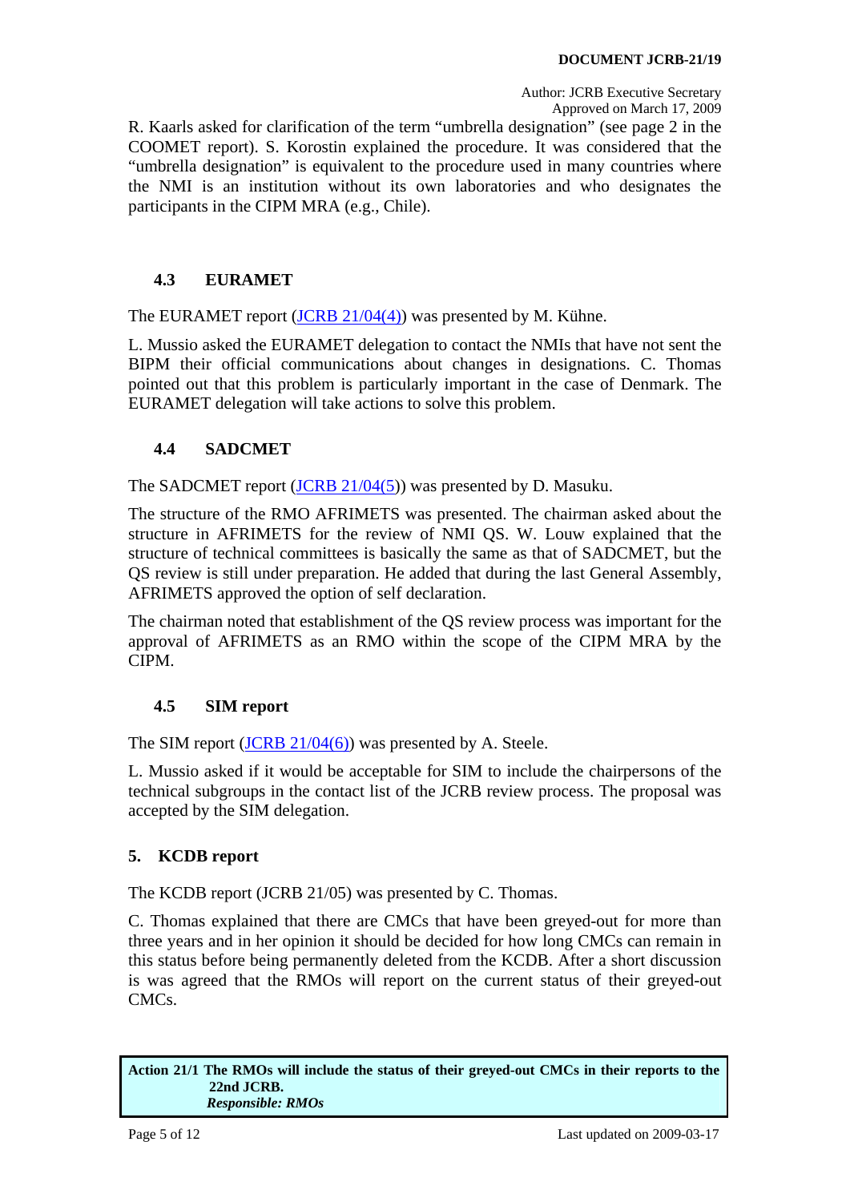R. Kaarls asked for clarification of the term “umbrella designation” (see page 2 in the COOMET report). S. Korostin explained the procedure. It was considered that the “umbrella designation” is equivalent to the procedure used in many countries where the NMI is an institution without its own laboratories and who designates the participants in the CIPM MRA (e.g., Chile).

### 4.3 EURAMET

The EURAMET report (JCRB 21/04(4)) was presented by M. Kühne.

L. Mussio asked the EURAMET delegation to contact the NMIs that have not sent the BIPM their official communications about changes in designations. C. Thomas pointed out that this problem is particularly important in the case of Denmark. The EURAMET delegation will take actions to solve this problem.

### 4.4 SADCMET

The SADCMET report (JCRB 21/04(5)) was presented by D. Masuku.

The structure of the RMO AFRIMETS was presented. The chairman asked about the structure in AFRIMETS for the review of NMI QS. W. Louw explained that the structure of technical committees is basically the same as that of SADCMET, but the QS review is still under preparation. He added that during the last General Assembly, AFRIMETS approved the option of self declaration.

The chairman noted that establishment of the QS review process was important for the approval of AFRIMETS as an RMO within the scope of the CIPM MRA by the CIPM.

### 4.5 SIM report

The SIM report (JCRB 21/04(6)) was presented by A. Steele.

L. Mussio asked if it would be acceptable for SIM to include the chairpersons of the technical subgroups in the contact list of the JCRB review process. The proposal was accepted by the SIM delegation.

## 5. KCDB report

The KCDB report (JCRB 21/05) was presented by C. Thomas.

C. Thomas explained that there are CMCs that have been greyed-out for more than three years and in her opinion it should be decided for how long CMCs can remain in this status before being permanently deleted from the KCDB. After a short discussion is was agreed that the RMOs will report on the current status of their greyed-out CMCs.

**Action 21/1 The RMOs will include the status of their greyed-out CMCs in their reports to the 22nd JCRB.**
***Responsible: RMOs***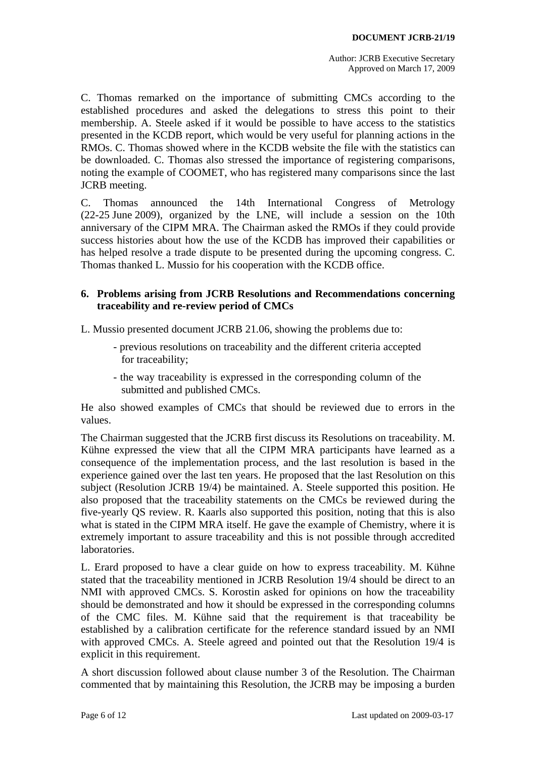C. Thomas remarked on the importance of submitting CMCs according to the established procedures and asked the delegations to stress this point to their membership. A. Steele asked if it would be possible to have access to the statistics presented in the KCDB report, which would be very useful for planning actions in the RMOs. C. Thomas showed where in the KCDB website the file with the statistics can be downloaded. C. Thomas also stressed the importance of registering comparisons, noting the example of COOMET, who has registered many comparisons since the last JCRB meeting.

C. Thomas announced the 14th International Congress of Metrology (22-25 June 2009), organized by the LNE, will include a session on the 10th anniversary of the CIPM MRA. The Chairman asked the RMOs if they could provide success histories about how the use of the KCDB has improved their capabilities or has helped resolve a trade dispute to be presented during the upcoming congress. C. Thomas thanked L. Mussio for his cooperation with the KCDB office.

## 6. Problems arising from JCRB Resolutions and Recommendations concerning traceability and re-review period of CMCs

L. Mussio presented document JCRB 21.06, showing the problems due to:

- previous resolutions on traceability and the different criteria accepted for traceability;
- the way traceability is expressed in the corresponding column of the submitted and published CMCs.

He also showed examples of CMCs that should be reviewed due to errors in the values.

The Chairman suggested that the JCRB first discuss its Resolutions on traceability. M. Kühne expressed the view that all the CIPM MRA participants have learned as a consequence of the implementation process, and the last resolution is based in the experience gained over the last ten years. He proposed that the last Resolution on this subject (Resolution JCRB 19/4) be maintained. A. Steele supported this position. He also proposed that the traceability statements on the CMCs be reviewed during the five-yearly QS review. R. Kaarls also supported this position, noting that this is also what is stated in the CIPM MRA itself. He gave the example of Chemistry, where it is extremely important to assure traceability and this is not possible through accredited laboratories.

L. Erard proposed to have a clear guide on how to express traceability. M. Kühne stated that the traceability mentioned in JCRB Resolution 19/4 should be direct to an NMI with approved CMCs. S. Korostin asked for opinions on how the traceability should be demonstrated and how it should be expressed in the corresponding columns of the CMC files. M. Kühne said that the requirement is that traceability be established by a calibration certificate for the reference standard issued by an NMI with approved CMCs. A. Steele agreed and pointed out that the Resolution 19/4 is explicit in this requirement.

A short discussion followed about clause number 3 of the Resolution. The Chairman commented that by maintaining this Resolution, the JCRB may be imposing a burden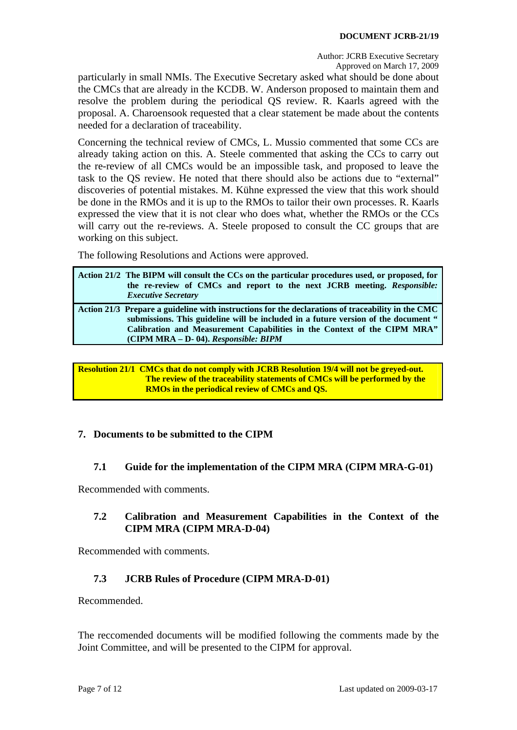particularly in small NMIs. The Executive Secretary asked what should be done about the CMCs that are already in the KCDB. W. Anderson proposed to maintain them and resolve the problem during the periodical QS review. R. Kaarls agreed with the proposal. A. Charoensook requested that a clear statement be made about the contents needed for a declaration of traceability.

Concerning the technical review of CMCs, L. Mussio commented that some CCs are already taking action on this. A. Steele commented that asking the CCs to carry out the re-review of all CMCs would be an impossible task, and proposed to leave the task to the QS review. He noted that there should also be actions due to "external" discoveries of potential mistakes. M. Kühne expressed the view that this work should be done in the RMOs and it is up to the RMOs to tailor their own processes. R. Kaarls expressed the view that it is not clear who does what, whether the RMOs or the CCs will carry out the re-reviews. A. Steele proposed to consult the CC groups that are working on this subject.

The following Resolutions and Actions were approved.

| | |
|---|---|
| **Action 21/2** | **The BIPM will consult the CCs on the particular procedures used, or proposed, for the re-review of CMCs and report to the next JCRB meeting. *Responsible: Executive Secretary*** |
| **Action 21/3** | **Prepare a guideline with instructions for the declarations of traceability in the CMC submissions. This guideline will be included in a future version of the document " Calibration and Measurement Capabilities in the Context of the CIPM MRA" (CIPM MRA – D- 04). *Responsible: BIPM*** |

| | |
|---|---|
| **Resolution 21/1** | **CMCs that do not comply with JCRB Resolution 19/4 will not be greyed-out. The review of the traceability statements of CMCs will be performed by the RMOs in the periodical review of CMCs and QS.** |

## 7. Documents to be submitted to the CIPM

### 7.1 Guide for the implementation of the CIPM MRA (CIPM MRA-G-01)

Recommended with comments.

### 7.2 Calibration and Measurement Capabilities in the Context of the CIPM MRA (CIPM MRA-D-04)

Recommended with comments.

### 7.3 JCRB Rules of Procedure (CIPM MRA-D-01)

Recommended.

The reccomended documents will be modified following the comments made by the Joint Committee, and will be presented to the CIPM for approval.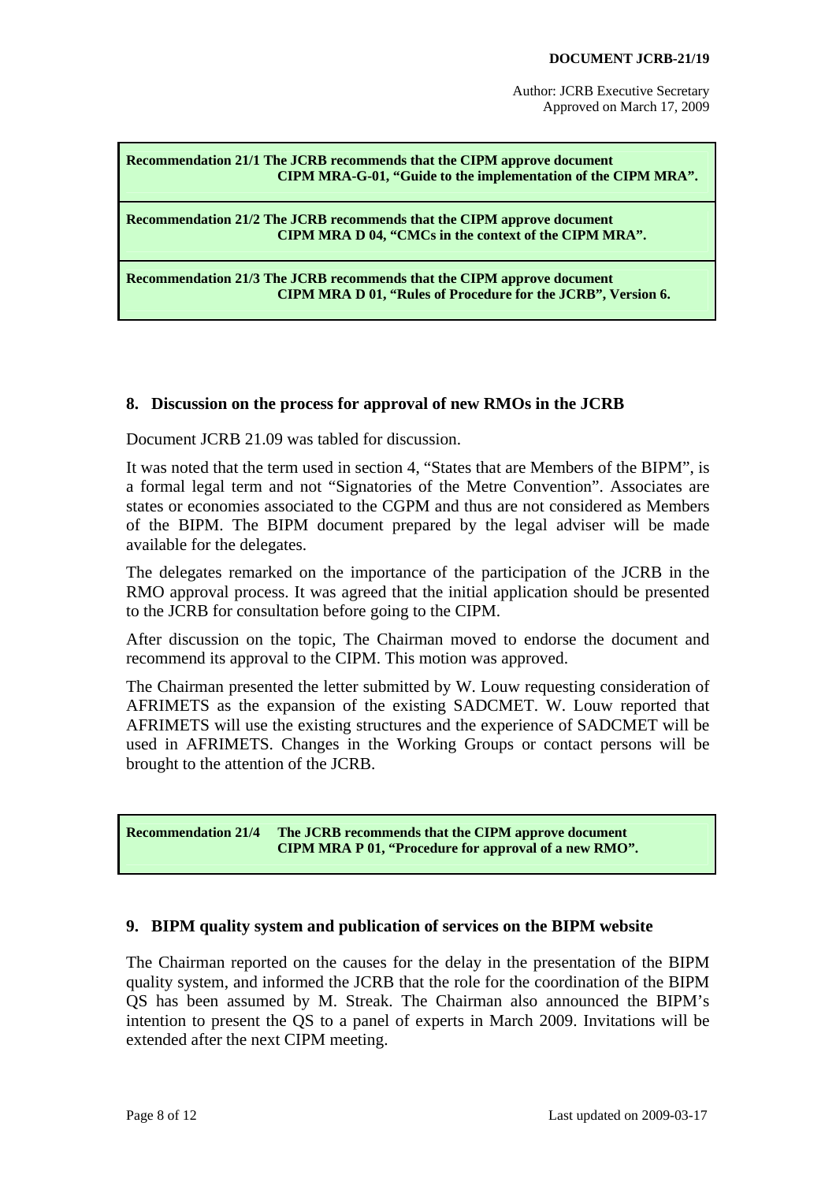**Recommendation 21/1 The JCRB recommends that the CIPM approve document CIPM MRA-G-01, "Guide to the implementation of the CIPM MRA".**

**Recommendation 21/2 The JCRB recommends that the CIPM approve document CIPM MRA D 04, "CMCs in the context of the CIPM MRA".**

**Recommendation 21/3 The JCRB recommends that the CIPM approve document CIPM MRA D 01, "Rules of Procedure for the JCRB", Version 6.**

## 8. Discussion on the process for approval of new RMOs in the JCRB

Document JCRB 21.09 was tabled for discussion.

It was noted that the term used in section 4, "States that are Members of the BIPM", is a formal legal term and not "Signatories of the Metre Convention". Associates are states or economies associated to the CGPM and thus are not considered as Members of the BIPM. The BIPM document prepared by the legal adviser will be made available for the delegates.

The delegates remarked on the importance of the participation of the JCRB in the RMO approval process. It was agreed that the initial application should be presented to the JCRB for consultation before going to the CIPM.

After discussion on the topic, The Chairman moved to endorse the document and recommend its approval to the CIPM. This motion was approved.

The Chairman presented the letter submitted by W. Louw requesting consideration of AFRIMETS as the expansion of the existing SADCMET. W. Louw reported that AFRIMETS will use the existing structures and the experience of SADCMET will be used in AFRIMETS. Changes in the Working Groups or contact persons will be brought to the attention of the JCRB.

**Recommendation 21/4 The JCRB recommends that the CIPM approve document CIPM MRA P 01, "Procedure for approval of a new RMO".**

## 9. BIPM quality system and publication of services on the BIPM website

The Chairman reported on the causes for the delay in the presentation of the BIPM quality system, and informed the JCRB that the role for the coordination of the BIPM QS has been assumed by M. Streak. The Chairman also announced the BIPM's intention to present the QS to a panel of experts in March 2009. Invitations will be extended after the next CIPM meeting.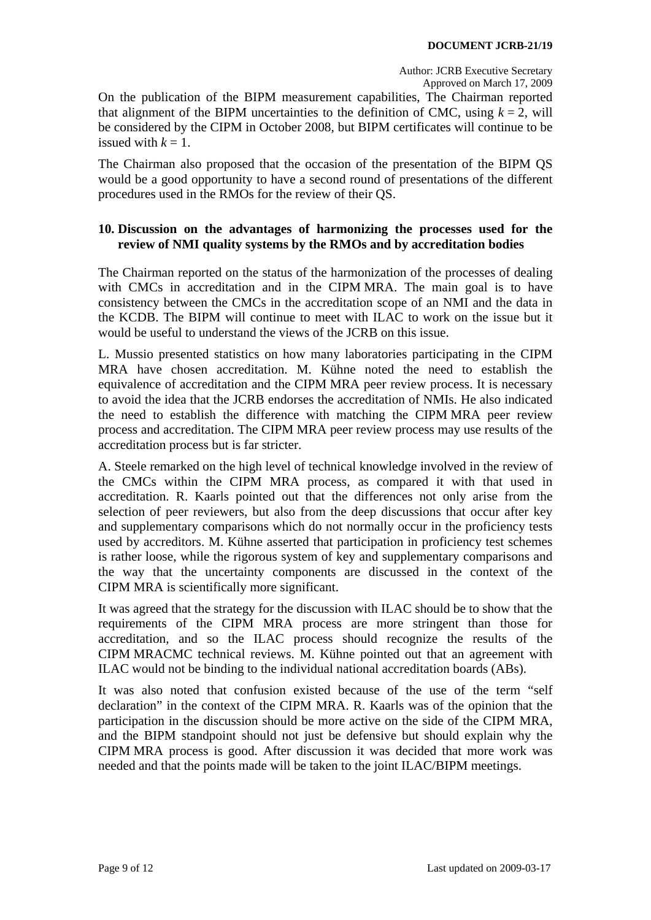On the publication of the BIPM measurement capabilities, The Chairman reported that alignment of the BIPM uncertainties to the definition of CMC, using $k = 2$, will be considered by the CIPM in October 2008, but BIPM certificates will continue to be issued with $k = 1$.

The Chairman also proposed that the occasion of the presentation of the BIPM QS would be a good opportunity to have a second round of presentations of the different procedures used in the RMOs for the review of their QS.

## 10. Discussion on the advantages of harmonizing the processes used for the review of NMI quality systems by the RMOs and by accreditation bodies

The Chairman reported on the status of the harmonization of the processes of dealing with CMCs in accreditation and in the CIPM MRA. The main goal is to have consistency between the CMCs in the accreditation scope of an NMI and the data in the KCDB. The BIPM will continue to meet with ILAC to work on the issue but it would be useful to understand the views of the JCRB on this issue.

L. Mussio presented statistics on how many laboratories participating in the CIPM MRA have chosen accreditation. M. Kühne noted the need to establish the equivalence of accreditation and the CIPM MRA peer review process. It is necessary to avoid the idea that the JCRB endorses the accreditation of NMIs. He also indicated the need to establish the difference with matching the CIPM MRA peer review process and accreditation. The CIPM MRA peer review process may use results of the accreditation process but is far stricter.

A. Steele remarked on the high level of technical knowledge involved in the review of the CMCs within the CIPM MRA process, as compared it with that used in accreditation. R. Kaarls pointed out that the differences not only arise from the selection of peer reviewers, but also from the deep discussions that occur after key and supplementary comparisons which do not normally occur in the proficiency tests used by accreditors. M. Kühne asserted that participation in proficiency test schemes is rather loose, while the rigorous system of key and supplementary comparisons and the way that the uncertainty components are discussed in the context of the CIPM MRA is scientifically more significant.

It was agreed that the strategy for the discussion with ILAC should be to show that the requirements of the CIPM MRA process are more stringent than those for accreditation, and so the ILAC process should recognize the results of the CIPM MRACMC technical reviews. M. Kühne pointed out that an agreement with ILAC would not be binding to the individual national accreditation boards (ABs).

It was also noted that confusion existed because of the use of the term "self declaration" in the context of the CIPM MRA. R. Kaarls was of the opinion that the participation in the discussion should be more active on the side of the CIPM MRA, and the BIPM standpoint should not just be defensive but should explain why the CIPM MRA process is good. After discussion it was decided that more work was needed and that the points made will be taken to the joint ILAC/BIPM meetings.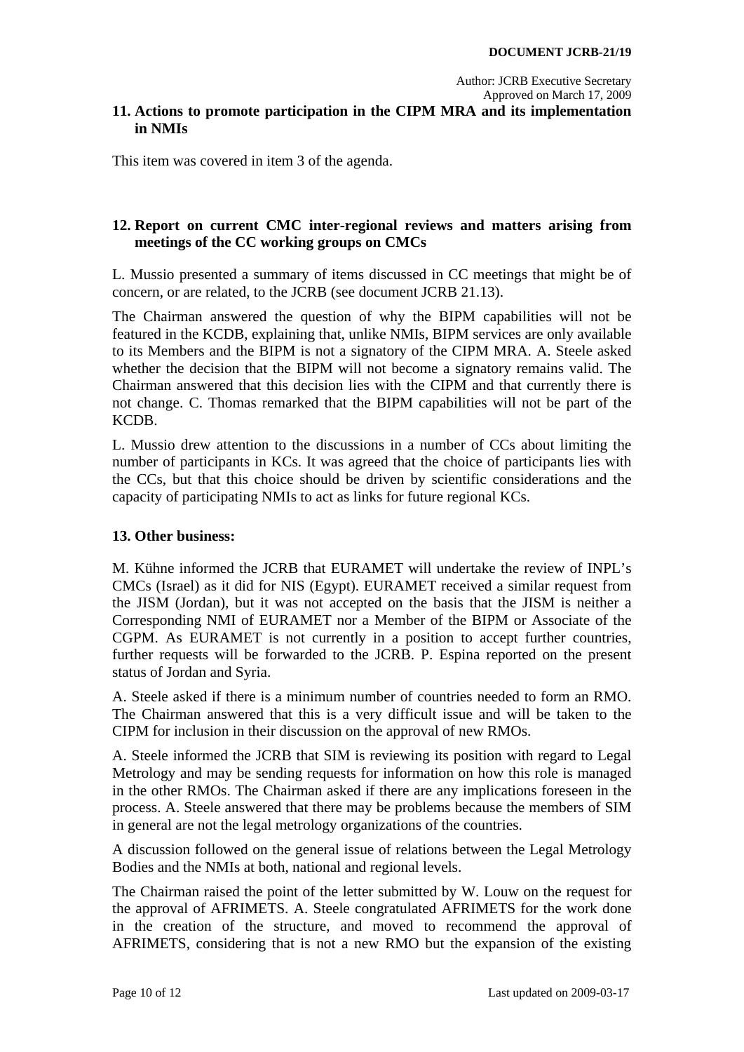## 11. Actions to promote participation in the CIPM MRA and its implementation in NMIs

This item was covered in item 3 of the agenda.

## 12. Report on current CMC inter-regional reviews and matters arising from meetings of the CC working groups on CMCs

L. Mussio presented a summary of items discussed in CC meetings that might be of concern, or are related, to the JCRB (see document JCRB 21.13).

The Chairman answered the question of why the BIPM capabilities will not be featured in the KCDB, explaining that, unlike NMIs, BIPM services are only available to its Members and the BIPM is not a signatory of the CIPM MRA. A. Steele asked whether the decision that the BIPM will not become a signatory remains valid. The Chairman answered that this decision lies with the CIPM and that currently there is not change. C. Thomas remarked that the BIPM capabilities will not be part of the KCDB.

L. Mussio drew attention to the discussions in a number of CCs about limiting the number of participants in KCs. It was agreed that the choice of participants lies with the CCs, but that this choice should be driven by scientific considerations and the capacity of participating NMIs to act as links for future regional KCs.

## 13. Other business:

M. Kühne informed the JCRB that EURAMET will undertake the review of INPL's CMCs (Israel) as it did for NIS (Egypt). EURAMET received a similar request from the JISM (Jordan), but it was not accepted on the basis that the JISM is neither a Corresponding NMI of EURAMET nor a Member of the BIPM or Associate of the CGPM. As EURAMET is not currently in a position to accept further countries, further requests will be forwarded to the JCRB. P. Espina reported on the present status of Jordan and Syria.

A. Steele asked if there is a minimum number of countries needed to form an RMO. The Chairman answered that this is a very difficult issue and will be taken to the CIPM for inclusion in their discussion on the approval of new RMOs.

A. Steele informed the JCRB that SIM is reviewing its position with regard to Legal Metrology and may be sending requests for information on how this role is managed in the other RMOs. The Chairman asked if there are any implications foreseen in the process. A. Steele answered that there may be problems because the members of SIM in general are not the legal metrology organizations of the countries.

A discussion followed on the general issue of relations between the Legal Metrology Bodies and the NMIs at both, national and regional levels.

The Chairman raised the point of the letter submitted by W. Louw on the request for the approval of AFRIMETS. A. Steele congratulated AFRIMETS for the work done in the creation of the structure, and moved to recommend the approval of AFRIMETS, considering that is not a new RMO but the expansion of the existing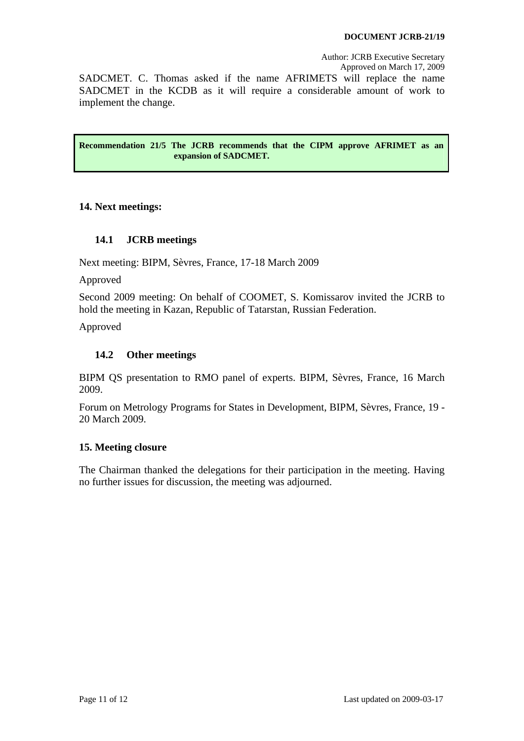SADCMET. C. Thomas asked if the name AFRIMETS will replace the name SADCMET in the KCDB as it will require a considerable amount of work to implement the change.

**Recommendation 21/5 The JCRB recommends that the CIPM approve AFRIMET as an expansion of SADCMET.**

## 14. Next meetings:

### 14.1 JCRB meetings

Next meeting: BIPM, Sèvres, France, 17-18 March 2009

Approved

Second 2009 meeting: On behalf of COOMET, S. Komissarov invited the JCRB to hold the meeting in Kazan, Republic of Tatarstan, Russian Federation.

Approved

### 14.2 Other meetings

BIPM QS presentation to RMO panel of experts. BIPM, Sèvres, France, 16 March 2009.

Forum on Metrology Programs for States in Development, BIPM, Sèvres, France, 19 - 20 March 2009.

## 15. Meeting closure

The Chairman thanked the delegations for their participation in the meeting. Having no further issues for discussion, the meeting was adjourned.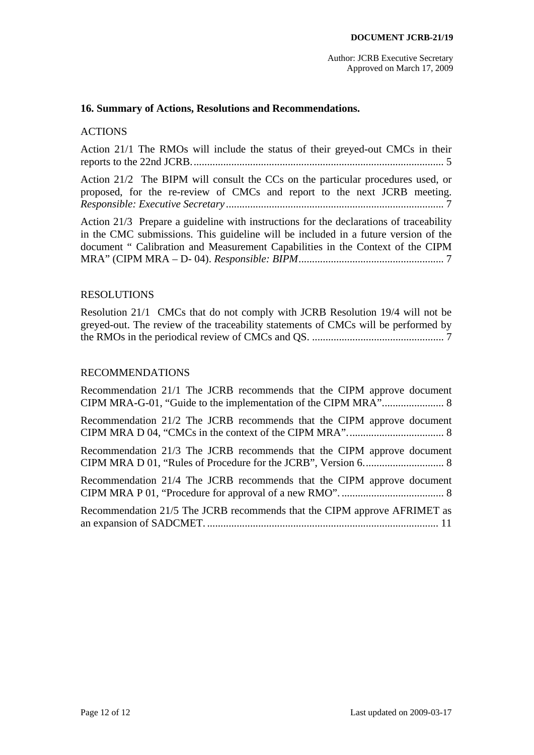## 16. Summary of Actions, Resolutions and Recommendations.

ACTIONS

Action 21/1 The RMOs will include the status of their greyed-out CMCs in their reports to the 22nd JCRB. ............................................................................................ 5

Action 21/2 The BIPM will consult the CCs on the particular procedures used, or proposed, for the re-review of CMCs and report to the next JCRB meeting. *Responsible: Executive Secretary* ................................................................................ 7

Action 21/3 Prepare a guideline with instructions for the declarations of traceability in the CMC submissions. This guideline will be included in a future version of the document " Calibration and Measurement Capabilities in the Context of the CIPM MRA" (CIPM MRA – D- 04). *Responsible: BIPM* ..................................................... 7

RESOLUTIONS

Resolution 21/1 CMCs that do not comply with JCRB Resolution 19/4 will not be greyed-out. The review of the traceability statements of CMCs will be performed by the RMOs in the periodical review of CMCs and QS. ................................................. 7

RECOMMENDATIONS

Recommendation 21/1 The JCRB recommends that the CIPM approve document CIPM MRA-G-01, "Guide to the implementation of the CIPM MRA"....................... 8

Recommendation 21/2 The JCRB recommends that the CIPM approve document CIPM MRA D 04, "CMCs in the context of the CIPM MRA". ................................... 8

Recommendation 21/3 The JCRB recommends that the CIPM approve document CIPM MRA D 01, "Rules of Procedure for the JCRB", Version 6. ............................ 8

Recommendation 21/4 The JCRB recommends that the CIPM approve document CIPM MRA P 01, "Procedure for approval of a new RMO". ..................................... 8

Recommendation 21/5 The JCRB recommends that the CIPM approve AFRIMET as an expansion of SADCMET. ..................................................................................... 11